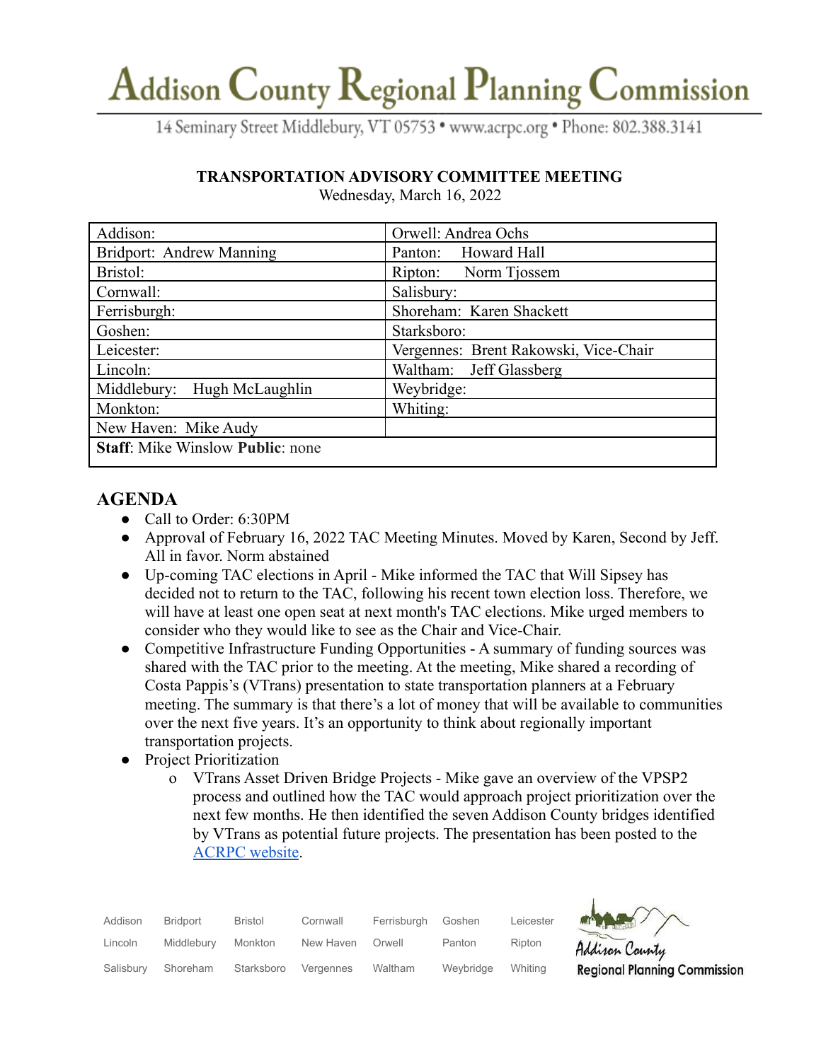# Addison County Regional Planning Commission

14 Seminary Street Middlebury, VT 05753 • www.acrpc.org • Phone: 802.388.3141

**TRANSPORTATION ADVISORY COMMITTEE MEETING**

Wednesday, March 16, 2022

| Addison: | Orwell: Andrea Ochs |
|---|---|
| Bridport: Andrew Manning | Panton: Howard Hall |
| Bristol: | Ripton: Norm Tjossem |
| Cornwall: | Salisbury: |
| Ferrisburgh: | Shoreham: Karen Shackett |
| Goshen: | Starksboro: |
| Leicester: | Vergennes: Brent Rakowski, Vice-Chair |
| Lincoln: | Waltham: Jeff Glassberg |
| Middlebury: Hugh McLaughlin | Weybridge: |
| Monkton: | Whiting: |
| New Haven: Mike Audy | |
| **Staff**: Mike Winslow **Public**: none | |

## AGENDA

- Call to Order: 6:30PM
- Approval of February 16, 2022 TAC Meeting Minutes. Moved by Karen, Second by Jeff. All in favor. Norm abstained
- Up-coming TAC elections in April - Mike informed the TAC that Will Sipsey has decided not to return to the TAC, following his recent town election loss. Therefore, we will have at least one open seat at next month's TAC elections. Mike urged members to consider who they would like to see as the Chair and Vice-Chair.
- Competitive Infrastructure Funding Opportunities - A summary of funding sources was shared with the TAC prior to the meeting. At the meeting, Mike shared a recording of Costa Pappis's (VTrans) presentation to state transportation planners at a February meeting. The summary is that there's a lot of money that will be available to communities over the next five years. It's an opportunity to think about regionally important transportation projects.
- Project Prioritization
  - VTrans Asset Driven Bridge Projects - Mike gave an overview of the VPSP2 process and outlined how the TAC would approach project prioritization over the next few months. He then identified the seven Addison County bridges identified by VTrans as potential future projects. The presentation has been posted to the ACRPC website.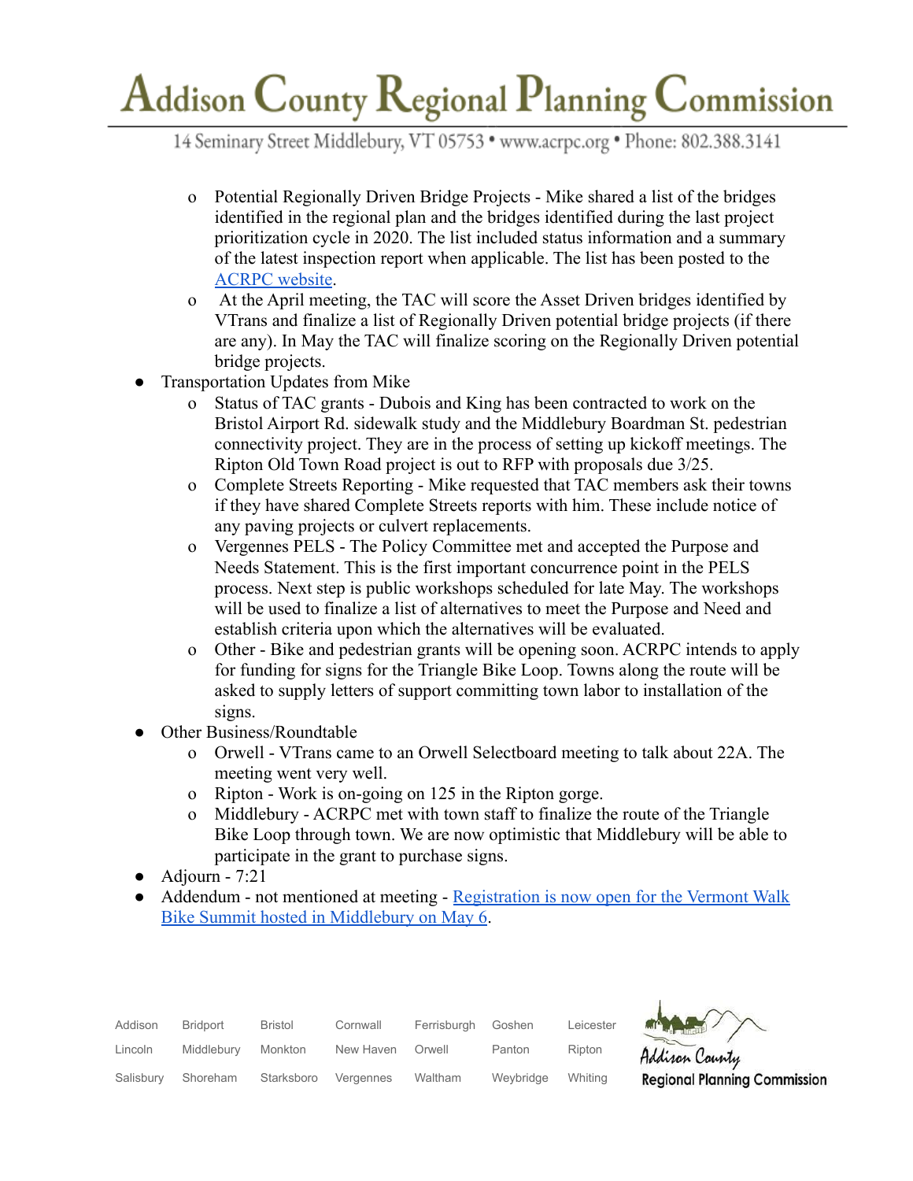- Potential Regionally Driven Bridge Projects - Mike shared a list of the bridges identified in the regional plan and the bridges identified during the last project prioritization cycle in 2020. The list included status information and a summary of the latest inspection report when applicable. The list has been posted to the ACRPC website.
  - At the April meeting, the TAC will score the Asset Driven bridges identified by VTrans and finalize a list of Regionally Driven potential bridge projects (if there are any). In May the TAC will finalize scoring on the Regionally Driven potential bridge projects.
- Transportation Updates from Mike
  - Status of TAC grants - Dubois and King has been contracted to work on the Bristol Airport Rd. sidewalk study and the Middlebury Boardman St. pedestrian connectivity project. They are in the process of setting up kickoff meetings. The Ripton Old Town Road project is out to RFP with proposals due 3/25.
  - Complete Streets Reporting - Mike requested that TAC members ask their towns if they have shared Complete Streets reports with him. These include notice of any paving projects or culvert replacements.
  - Vergennes PELS - The Policy Committee met and accepted the Purpose and Needs Statement. This is the first important concurrence point in the PELS process. Next step is public workshops scheduled for late May. The workshops will be used to finalize a list of alternatives to meet the Purpose and Need and establish criteria upon which the alternatives will be evaluated.
  - Other - Bike and pedestrian grants will be opening soon. ACRPC intends to apply for funding for signs for the Triangle Bike Loop. Towns along the route will be asked to supply letters of support committing town labor to installation of the signs.
- Other Business/Roundtable
  - Orwell - VTrans came to an Orwell Selectboard meeting to talk about 22A. The meeting went very well.
  - Ripton - Work is on-going on 125 in the Ripton gorge.
  - Middlebury - ACRPC met with town staff to finalize the route of the Triangle Bike Loop through town. We are now optimistic that Middlebury will be able to participate in the grant to purchase signs.
- Adjourn - 7:21
- Addendum - not mentioned at meeting - Registration is now open for the Vermont Walk Bike Summit hosted in Middlebury on May 6.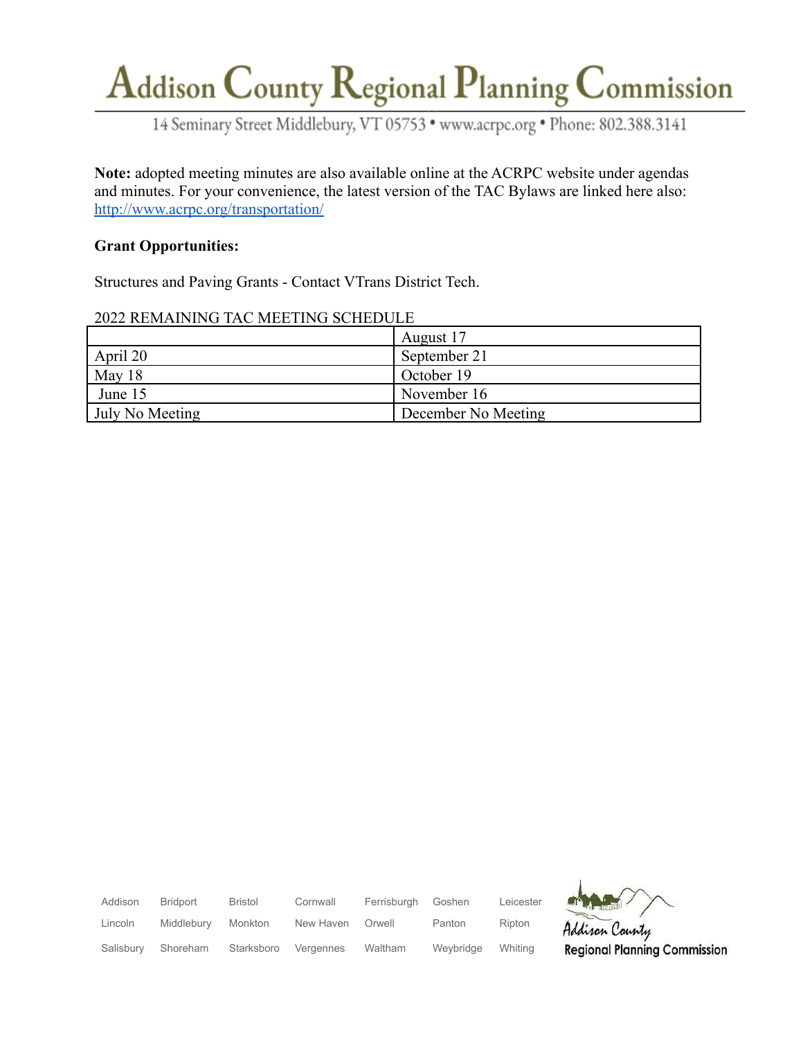**Note:** adopted meeting minutes are also available online at the ACRPC website under agendas and minutes. For your convenience, the latest version of the TAC Bylaws are linked here also: http://www.acrpc.org/transportation/

**Grant Opportunities:**

Structures and Paving Grants - Contact VTrans District Tech.

2022 REMAINING TAC MEETING SCHEDULE

| | |
|---|---|
| | August 17 |
| April 20 | September 21 |
| May 18 | October 19 |
| June 15 | November 16 |
| July No Meeting | December No Meeting |